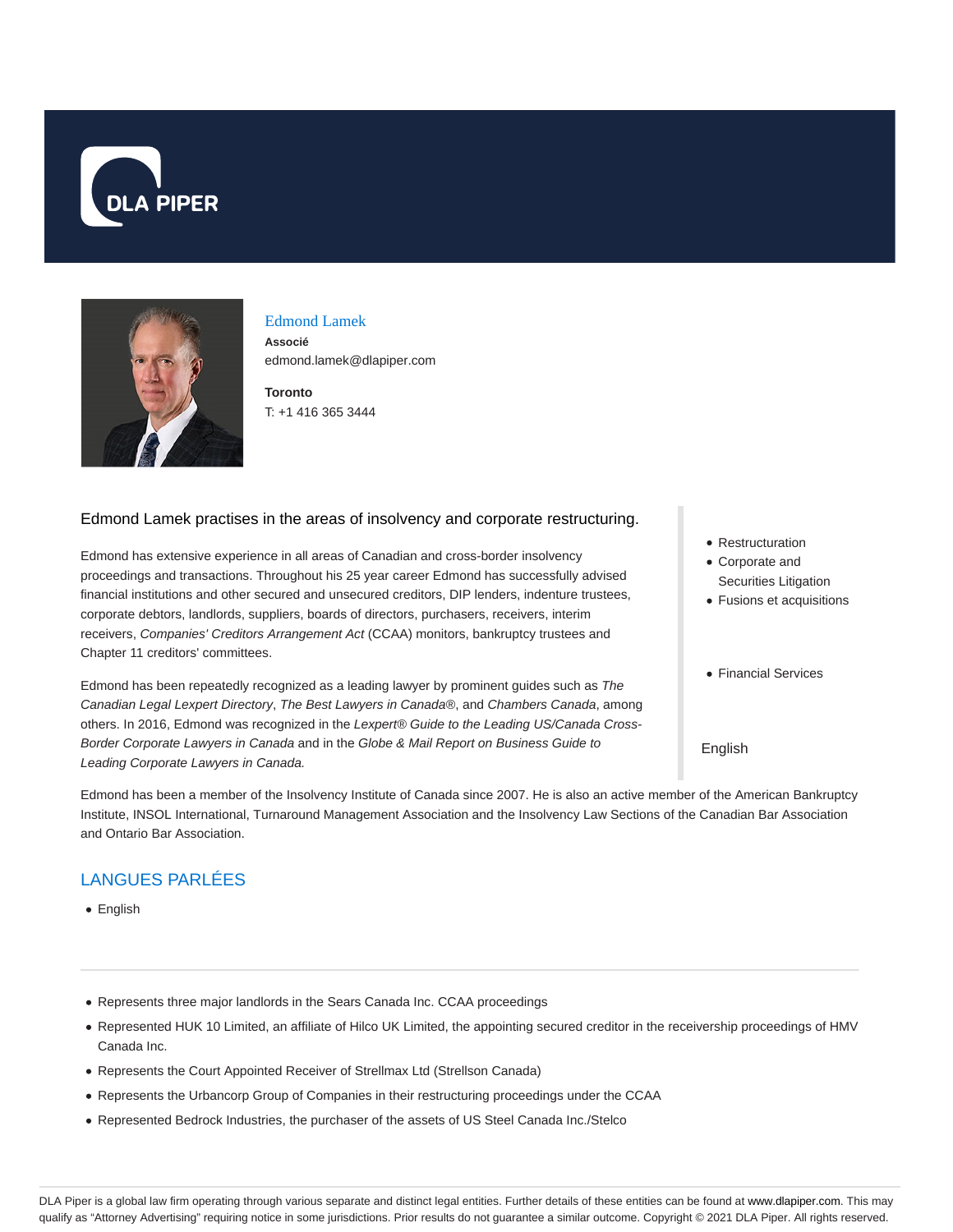DLA PIPER

Edmond Lamek

**Associé**

edmond.lamek@dlapiper.com

**Toronto**

T: +1 416 365 3444

Edmond Lamek practises in the areas of insolvency and corporate restructuring.

Edmond has extensive experience in all areas of Canadian and cross-border insolvency proceedings and transactions. Throughout his 25 year career Edmond has successfully advised financial institutions and other secured and unsecured creditors, DIP lenders, indenture trustees, corporate debtors, landlords, suppliers, boards of directors, purchasers, receivers, interim receivers, *Companies' Creditors Arrangement Act* (CCAA) monitors, bankruptcy trustees and Chapter 11 creditors' committees.

Edmond has been repeatedly recognized as a leading lawyer by prominent guides such as *The Canadian Legal Lexpert Directory*, *The Best Lawyers in Canada®*, and *Chambers Canada*, among others. In 2016, Edmond was recognized in the *Lexpert® Guide to the Leading US/Canada Cross-Border Corporate Lawyers in Canada* and in the *Globe & Mail Report on Business Guide to Leading Corporate Lawyers in Canada.*

- Restructuration
- Corporate and Securities Litigation
- Fusions et acquisitions

- Financial Services

English

Edmond has been a member of the Insolvency Institute of Canada since 2007. He is also an active member of the American Bankruptcy Institute, INSOL International, Turnaround Management Association and the Insolvency Law Sections of the Canadian Bar Association and Ontario Bar Association.

## LANGUES PARLÉES

- English

---

- Represents three major landlords in the Sears Canada Inc. CCAA proceedings
- Represented HUK 10 Limited, an affiliate of Hilco UK Limited, the appointing secured creditor in the receivership proceedings of HMV Canada Inc.
- Represents the Court Appointed Receiver of Strellmax Ltd (Strellson Canada)
- Represents the Urbancorp Group of Companies in their restructuring proceedings under the CCAA
- Represented Bedrock Industries, the purchaser of the assets of US Steel Canada Inc./Stelco

DLA Piper is a global law firm operating through various separate and distinct legal entities. Further details of these entities can be found at www.dlapiper.com. This may qualify as "Attorney Advertising" requiring notice in some jurisdictions. Prior results do not guarantee a similar outcome. Copyright © 2021 DLA Piper. All rights reserved.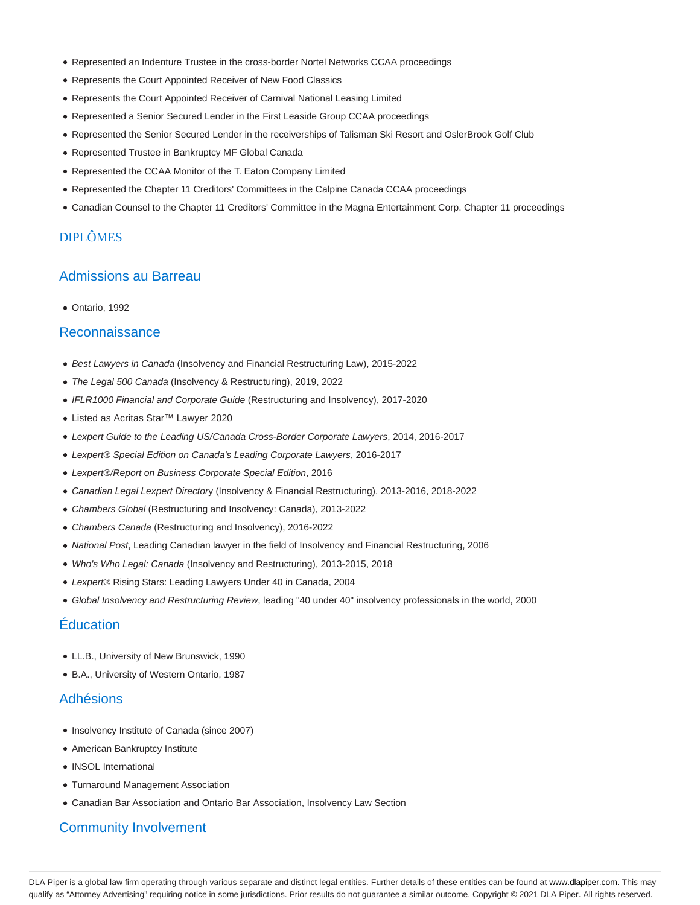- Represented an Indenture Trustee in the cross-border Nortel Networks CCAA proceedings
- Represents the Court Appointed Receiver of New Food Classics
- Represents the Court Appointed Receiver of Carnival National Leasing Limited
- Represented a Senior Secured Lender in the First Leaside Group CCAA proceedings
- Represented the Senior Secured Lender in the receiverships of Talisman Ski Resort and OslerBrook Golf Club
- Represented Trustee in Bankruptcy MF Global Canada
- Represented the CCAA Monitor of the T. Eaton Company Limited
- Represented the Chapter 11 Creditors' Committees in the Calpine Canada CCAA proceedings
- Canadian Counsel to the Chapter 11 Creditors' Committee in the Magna Entertainment Corp. Chapter 11 proceedings

## DIPLÔMES

### Admissions au Barreau

- Ontario, 1992

### Reconnaissance

- *Best Lawyers in Canada* (Insolvency and Financial Restructuring Law), 2015-2022
- *The Legal 500 Canada* (Insolvency & Restructuring), 2019, 2022
- *IFLR1000 Financial and Corporate Guide* (Restructuring and Insolvency), 2017-2020
- Listed as Acritas Star™ Lawyer 2020
- *Lexpert Guide to the Leading US/Canada Cross-Border Corporate Lawyers*, 2014, 2016-2017
- *Lexpert® Special Edition on Canada's Leading Corporate Lawyers*, 2016-2017
- *Lexpert®/Report on Business Corporate Special Edition*, 2016
- *Canadian Legal Lexpert Directory* (Insolvency & Financial Restructuring), 2013-2016, 2018-2022
- *Chambers Global* (Restructuring and Insolvency: Canada), 2013-2022
- *Chambers Canada* (Restructuring and Insolvency), 2016-2022
- *National Post*, Leading Canadian lawyer in the field of Insolvency and Financial Restructuring, 2006
- *Who's Who Legal: Canada* (Insolvency and Restructuring), 2013-2015, 2018
- *Lexpert®* Rising Stars: Leading Lawyers Under 40 in Canada, 2004
- *Global Insolvency and Restructuring Review*, leading "40 under 40" insolvency professionals in the world, 2000

### Éducation

- LL.B., University of New Brunswick, 1990
- B.A., University of Western Ontario, 1987

### Adhésions

- Insolvency Institute of Canada (since 2007)
- American Bankruptcy Institute
- INSOL International
- Turnaround Management Association
- Canadian Bar Association and Ontario Bar Association, Insolvency Law Section

### Community Involvement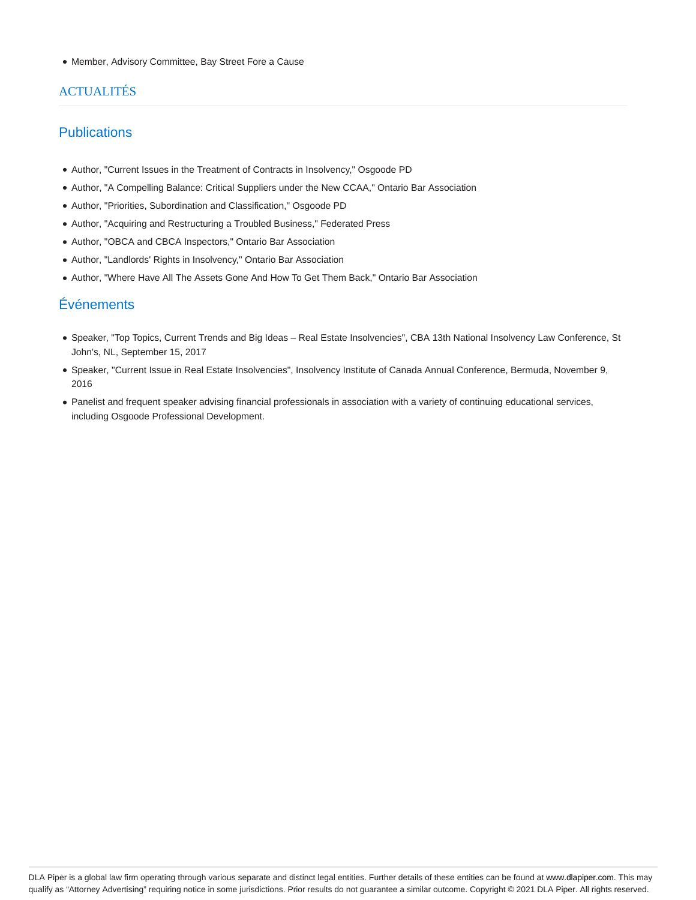- Member, Advisory Committee, Bay Street Fore a Cause

## ACTUALITÉS

### Publications

- Author, "Current Issues in the Treatment of Contracts in Insolvency," Osgoode PD
- Author, "A Compelling Balance: Critical Suppliers under the New CCAA," Ontario Bar Association
- Author, "Priorities, Subordination and Classification," Osgoode PD
- Author, "Acquiring and Restructuring a Troubled Business," Federated Press
- Author, "OBCA and CBCA Inspectors," Ontario Bar Association
- Author, "Landlords' Rights in Insolvency," Ontario Bar Association
- Author, "Where Have All The Assets Gone And How To Get Them Back," Ontario Bar Association

### Événements

- Speaker, "Top Topics, Current Trends and Big Ideas – Real Estate Insolvencies", CBA 13th National Insolvency Law Conference, St John's, NL, September 15, 2017
- Speaker, "Current Issue in Real Estate Insolvencies", Insolvency Institute of Canada Annual Conference, Bermuda, November 9, 2016
- Panelist and frequent speaker advising financial professionals in association with a variety of continuing educational services, including Osgoode Professional Development.

DLA Piper is a global law firm operating through various separate and distinct legal entities. Further details of these entities can be found at www.dlapiper.com. This may qualify as “Attorney Advertising” requiring notice in some jurisdictions. Prior results do not guarantee a similar outcome. Copyright © 2021 DLA Piper. All rights reserved.